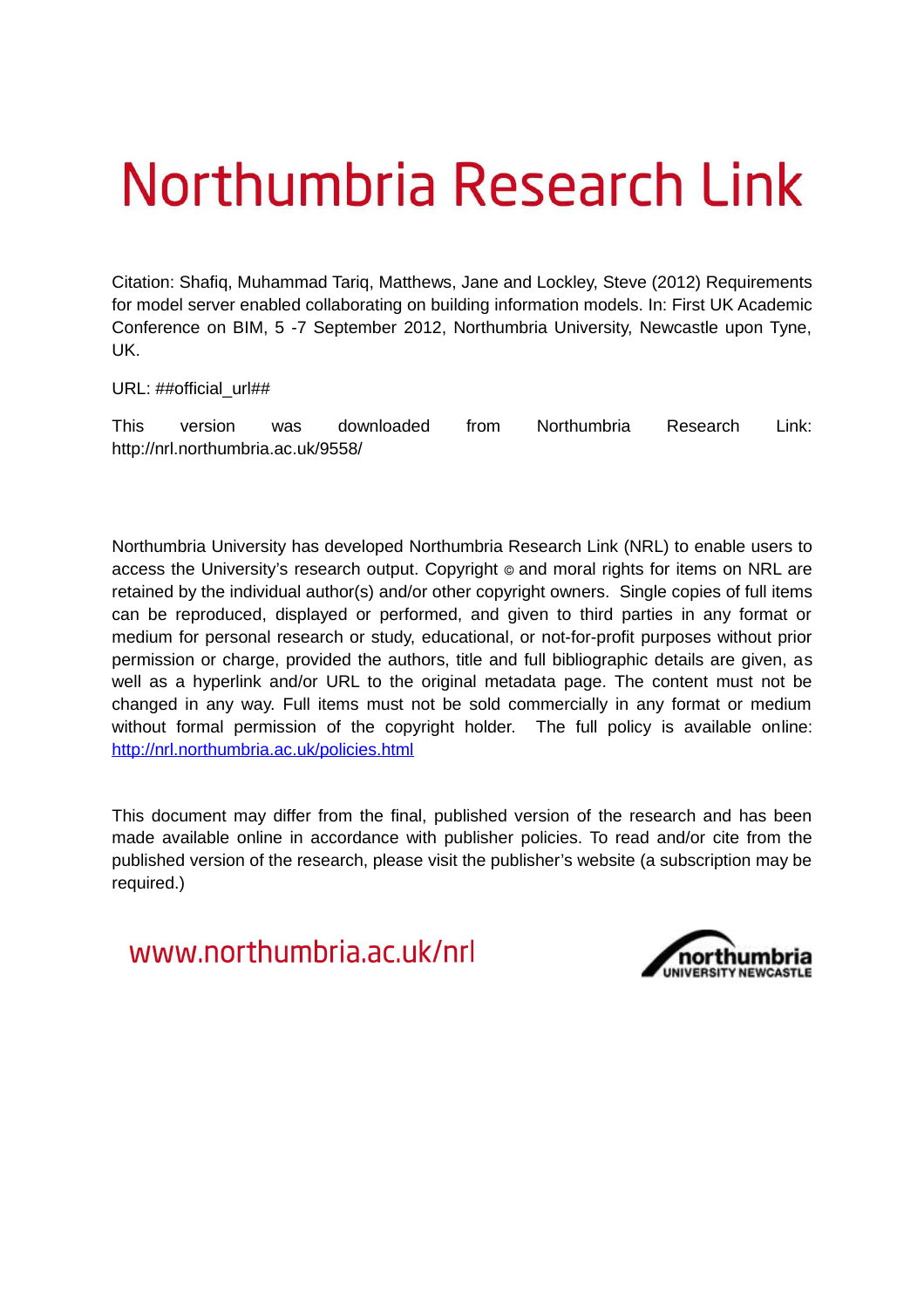# Northumbria Research Link

Citation: Shafiq, Muhammad Tariq, Matthews, Jane and Lockley, Steve (2012) Requirements for model server enabled collaborating on building information models. In: First UK Academic Conference on BIM, 5 -7 September 2012, Northumbria University, Newcastle upon Tyne, UK.

URL: ##official_url##

This version was downloaded from Northumbria Research Link: http://nrl.northumbria.ac.uk/9558/

Northumbria University has developed Northumbria Research Link (NRL) to enable users to access the University's research output. Copyright © and moral rights for items on NRL are retained by the individual author(s) and/or other copyright owners. Single copies of full items can be reproduced, displayed or performed, and given to third parties in any format or medium for personal research or study, educational, or not-for-profit purposes without prior permission or charge, provided the authors, title and full bibliographic details are given, as well as a hyperlink and/or URL to the original metadata page. The content must not be changed in any way. Full items must not be sold commercially in any format or medium without formal permission of the copyright holder. The full policy is available online: [http://nrl.northumbria.ac.uk/policies.html](http://nrl.northumbria.ac.uk/policies.html)

This document may differ from the final, published version of the research and has been made available online in accordance with publisher policies. To read and/or cite from the published version of the research, please visit the publisher's website (a subscription may be required.)

www.northumbria.ac.uk/nrl

northumbria UNIVERSITY NEWCASTLE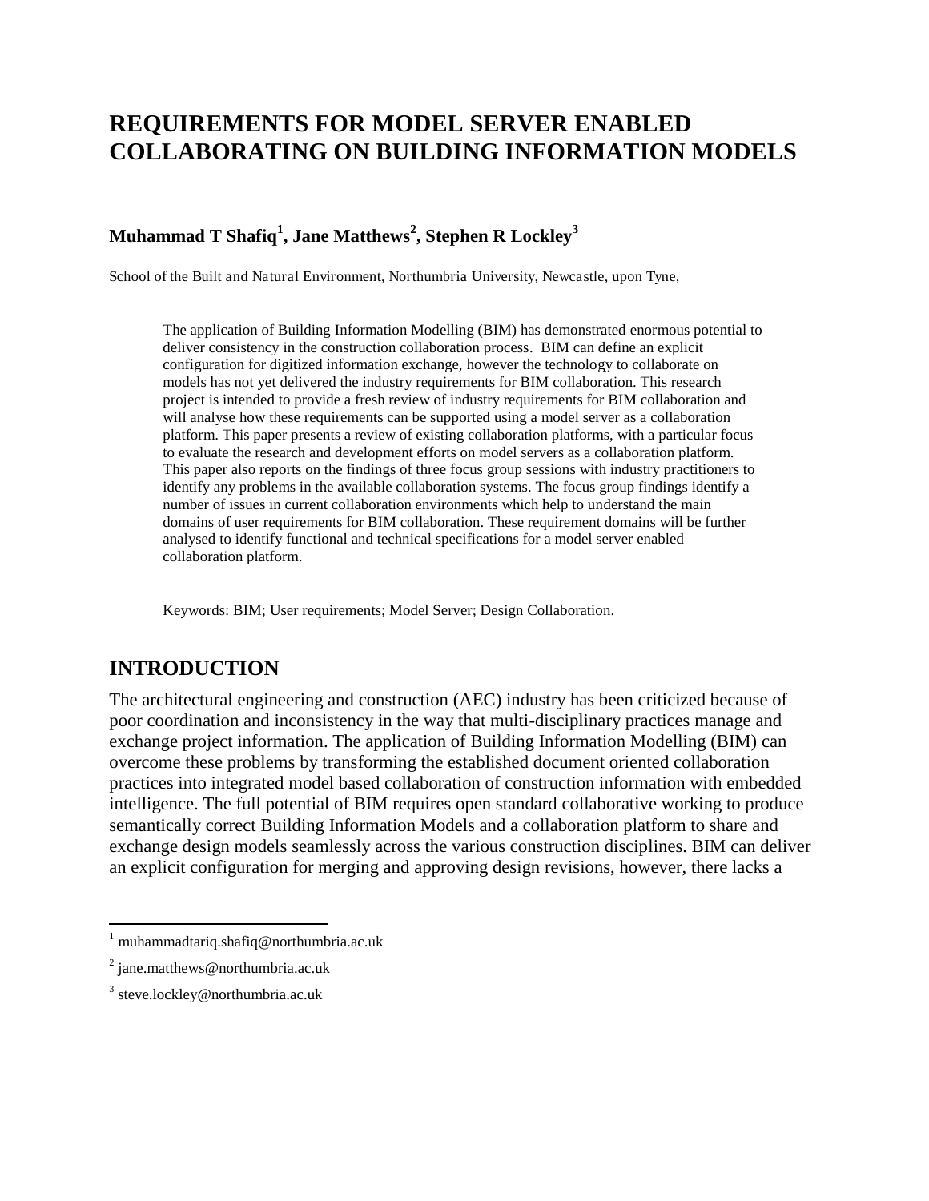# REQUIREMENTS FOR MODEL SERVER ENABLED COLLABORATING ON BUILDING INFORMATION MODELS

**Muhammad T Shafiq[1], Jane Matthews[2], Stephen R Lockley[3]**

School of the Built and Natural Environment, Northumbria University, Newcastle, upon Tyne,

> The application of Building Information Modelling (BIM) has demonstrated enormous potential to deliver consistency in the construction collaboration process. BIM can define an explicit configuration for digitized information exchange, however the technology to collaborate on models has not yet delivered the industry requirements for BIM collaboration. This research project is intended to provide a fresh review of industry requirements for BIM collaboration and will analyse how these requirements can be supported using a model server as a collaboration platform. This paper presents a review of existing collaboration platforms, with a particular focus to evaluate the research and development efforts on model servers as a collaboration platform. This paper also reports on the findings of three focus group sessions with industry practitioners to identify any problems in the available collaboration systems. The focus group findings identify a number of issues in current collaboration environments which help to understand the main domains of user requirements for BIM collaboration. These requirement domains will be further analysed to identify functional and technical specifications for a model server enabled collaboration platform.
>
> Keywords: BIM; User requirements; Model Server; Design Collaboration.

## INTRODUCTION

The architectural engineering and construction (AEC) industry has been criticized because of poor coordination and inconsistency in the way that multi-disciplinary practices manage and exchange project information. The application of Building Information Modelling (BIM) can overcome these problems by transforming the established document oriented collaboration practices into integrated model based collaboration of construction information with embedded intelligence. The full potential of BIM requires open standard collaborative working to produce semantically correct Building Information Models and a collaboration platform to share and exchange design models seamlessly across the various construction disciplines. BIM can deliver an explicit configuration for merging and approving design revisions, however, there lacks a

[1] muhammadtariq.shafiq@northumbria.ac.uk

[2] jane.matthews@northumbria.ac.uk

[3] steve.lockley@northumbria.ac.uk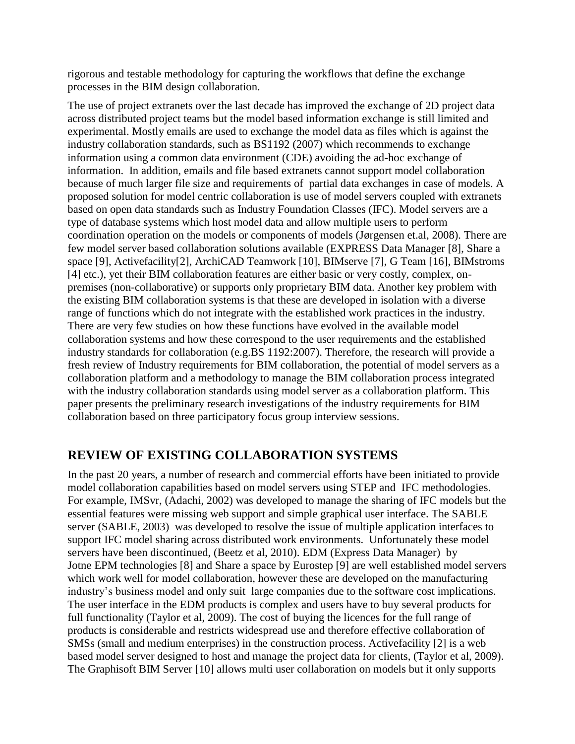rigorous and testable methodology for capturing the workflows that define the exchange processes in the BIM design collaboration.

The use of project extranets over the last decade has improved the exchange of 2D project data across distributed project teams but the model based information exchange is still limited and experimental. Mostly emails are used to exchange the model data as files which is against the industry collaboration standards, such as BS1192 (2007) which recommends to exchange information using a common data environment (CDE) avoiding the ad-hoc exchange of information. In addition, emails and file based extranets cannot support model collaboration because of much larger file size and requirements of partial data exchanges in case of models. A proposed solution for model centric collaboration is use of model servers coupled with extranets based on open data standards such as Industry Foundation Classes (IFC). Model servers are a type of database systems which host model data and allow multiple users to perform coordination operation on the models or components of models (Jørgensen et.al, 2008). There are few model server based collaboration solutions available (EXPRESS Data Manager [8], Share a space [9], Activefacility[2], ArchiCAD Teamwork [10], BIMserve [7], G Team [16], BIMstroms [4] etc.), yet their BIM collaboration features are either basic or very costly, complex, on-premises (non-collaborative) or supports only proprietary BIM data. Another key problem with the existing BIM collaboration systems is that these are developed in isolation with a diverse range of functions which do not integrate with the established work practices in the industry. There are very few studies on how these functions have evolved in the available model collaboration systems and how these correspond to the user requirements and the established industry standards for collaboration (e.g.BS 1192:2007). Therefore, the research will provide a fresh review of Industry requirements for BIM collaboration, the potential of model servers as a collaboration platform and a methodology to manage the BIM collaboration process integrated with the industry collaboration standards using model server as a collaboration platform. This paper presents the preliminary research investigations of the industry requirements for BIM collaboration based on three participatory focus group interview sessions.

## REVIEW OF EXISTING COLLABORATION SYSTEMS

In the past 20 years, a number of research and commercial efforts have been initiated to provide model collaboration capabilities based on model servers using STEP and IFC methodologies. For example, IMSvr, (Adachi, 2002) was developed to manage the sharing of IFC models but the essential features were missing web support and simple graphical user interface. The SABLE server (SABLE, 2003) was developed to resolve the issue of multiple application interfaces to support IFC model sharing across distributed work environments. Unfortunately these model servers have been discontinued, (Beetz et al, 2010). EDM (Express Data Manager) by Jotne EPM technologies [8] and Share a space by Eurostep [9] are well established model servers which work well for model collaboration, however these are developed on the manufacturing industry's business model and only suit large companies due to the software cost implications. The user interface in the EDM products is complex and users have to buy several products for full functionality (Taylor et al, 2009). The cost of buying the licences for the full range of products is considerable and restricts widespread use and therefore effective collaboration of SMSs (small and medium enterprises) in the construction process. Activefacility [2] is a web based model server designed to host and manage the project data for clients, (Taylor et al, 2009). The Graphisoft BIM Server [10] allows multi user collaboration on models but it only supports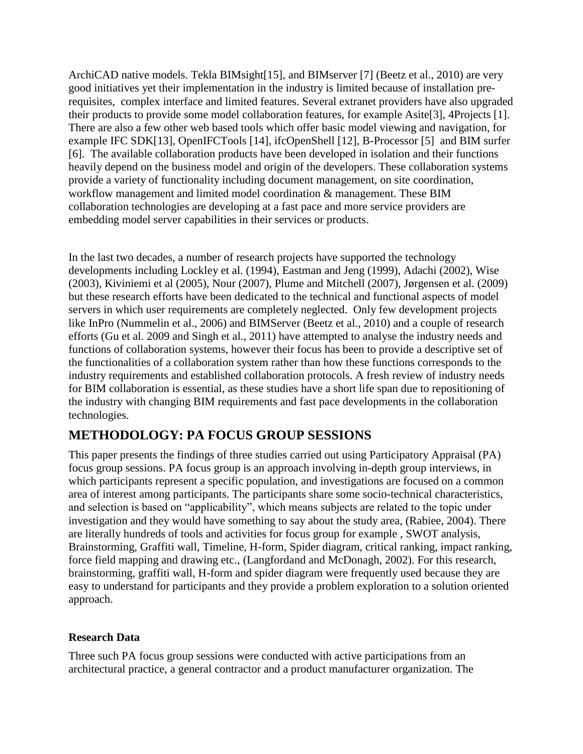ArchiCAD native models. Tekla BIMsight[15], and BIMserver [7] (Beetz et al., 2010) are very good initiatives yet their implementation in the industry is limited because of installation pre-requisites, complex interface and limited features. Several extranet providers have also upgraded their products to provide some model collaboration features, for example Asite[3], 4Projects [1]. There are also a few other web based tools which offer basic model viewing and navigation, for example IFC SDK[13], OpenIFCTools [14], ifcOpenShell [12], B-Processor [5] and BIM surfer [6]. The available collaboration products have been developed in isolation and their functions heavily depend on the business model and origin of the developers. These collaboration systems provide a variety of functionality including document management, on site coordination, workflow management and limited model coordination & management. These BIM collaboration technologies are developing at a fast pace and more service providers are embedding model server capabilities in their services or products.

In the last two decades, a number of research projects have supported the technology developments including Lockley et al. (1994), Eastman and Jeng (1999), Adachi (2002), Wise (2003), Kiviniemi et al (2005), Nour (2007), Plume and Mitchell (2007), Jørgensen et al. (2009) but these research efforts have been dedicated to the technical and functional aspects of model servers in which user requirements are completely neglected. Only few development projects like InPro (Nummelin et al., 2006) and BIMServer (Beetz et al., 2010) and a couple of research efforts (Gu et al. 2009 and Singh et al., 2011) have attempted to analyse the industry needs and functions of collaboration systems, however their focus has been to provide a descriptive set of the functionalities of a collaboration system rather than how these functions corresponds to the industry requirements and established collaboration protocols. A fresh review of industry needs for BIM collaboration is essential, as these studies have a short life span due to repositioning of the industry with changing BIM requirements and fast pace developments in the collaboration technologies.

## METHODOLOGY: PA FOCUS GROUP SESSIONS

This paper presents the findings of three studies carried out using Participatory Appraisal (PA) focus group sessions. PA focus group is an approach involving in-depth group interviews, in which participants represent a specific population, and investigations are focused on a common area of interest among participants. The participants share some socio-technical characteristics, and selection is based on "applicability", which means subjects are related to the topic under investigation and they would have something to say about the study area, (Rabiee, 2004). There are literally hundreds of tools and activities for focus group for example , SWOT analysis, Brainstorming, Graffiti wall, Timeline, H-form, Spider diagram, critical ranking, impact ranking, force field mapping and drawing etc., (Langfordand and McDonagh, 2002). For this research, brainstorming, graffiti wall, H-form and spider diagram were frequently used because they are easy to understand for participants and they provide a problem exploration to a solution oriented approach.

### Research Data

Three such PA focus group sessions were conducted with active participations from an architectural practice, a general contractor and a product manufacturer organization. The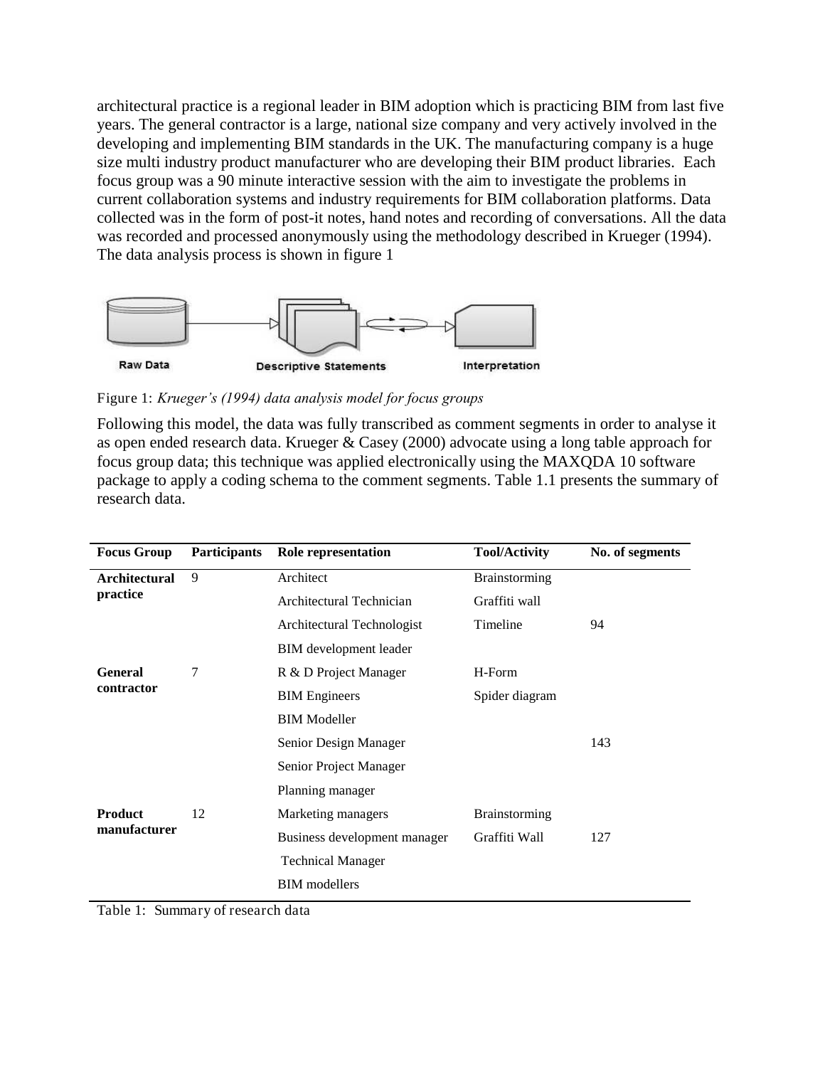architectural practice is a regional leader in BIM adoption which is practicing BIM from last five years. The general contractor is a large, national size company and very actively involved in the developing and implementing BIM standards in the UK. The manufacturing company is a huge size multi industry product manufacturer who are developing their BIM product libraries. Each focus group was a 90 minute interactive session with the aim to investigate the problems in current collaboration systems and industry requirements for BIM collaboration platforms. Data collected was in the form of post-it notes, hand notes and recording of conversations. All the data was recorded and processed anonymously using the methodology described in Krueger (1994). The data analysis process is shown in figure 1

Raw Data → Descriptive Statements ⇄ Interpretation

Figure 1: *Krueger's (1994) data analysis model for focus groups*

Following this model, the data was fully transcribed as comment segments in order to analyse it as open ended research data. Krueger & Casey (2000) advocate using a long table approach for focus group data; this technique was applied electronically using the MAXQDA 10 software package to apply a coding schema to the comment segments. Table 1.1 presents the summary of research data.

| Focus Group | Participants | Role representation | Tool/Activity | No. of segments |
|---|---|---|---|---|
| **Architectural practice** | 9 | Architect | Brainstorming | |
| | | Architectural Technician | Graffiti wall | |
| | | Architectural Technologist | Timeline | 94 |
| | | BIM development leader | | |
| **General contractor** | 7 | R & D Project Manager | H-Form | |
| | | BIM Engineers | Spider diagram | |
| | | BIM Modeller | | |
| | | Senior Design Manager | | 143 |
| | | Senior Project Manager | | |
| | | Planning manager | | |
| **Product manufacturer** | 12 | Marketing managers | Brainstorming | |
| | | Business development manager | Graffiti Wall | 127 |
| | | Technical Manager | | |
| | | BIM modellers | | |

Table 1: Summary of research data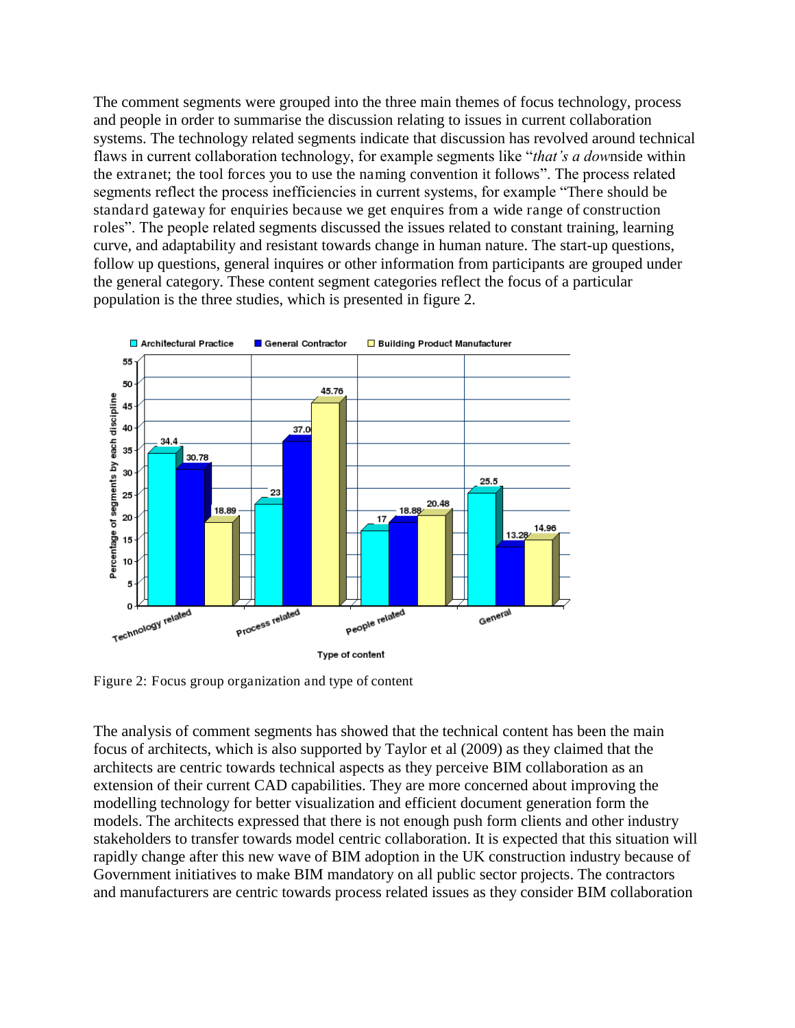The comment segments were grouped into the three main themes of focus technology, process and people in order to summarise the discussion relating to issues in current collaboration systems. The technology related segments indicate that discussion has revolved around technical flaws in current collaboration technology, for example segments like "*that's a dow*nside within the extranet; the tool forces you to use the naming convention it follows". The process related segments reflect the process inefficiencies in current systems, for example "There should be standard gateway for enquiries because we get enquires from a wide range of construction roles". The people related segments discussed the issues related to constant training, learning curve, and adaptability and resistant towards change in human nature. The start-up questions, follow up questions, general inquires or other information from participants are grouped under the general category. These content segment categories reflect the focus of a particular population is the three studies, which is presented in figure 2.

| Type of content | Architectural Practice | General Contractor | Building Product Manufacturer |
|---|---|---|---|
| Technology related | 34.4 | 30.78 | 18.89 |
| Process related | 23 | 37.0 | 45.76 |
| People related | 17 | 18.88 | 20.48 |
| General | 25.5 | 13.28 | 14.96 |

Figure 2: Focus group organization and type of content

The analysis of comment segments has showed that the technical content has been the main focus of architects, which is also supported by Taylor et al (2009) as they claimed that the architects are centric towards technical aspects as they perceive BIM collaboration as an extension of their current CAD capabilities. They are more concerned about improving the modelling technology for better visualization and efficient document generation form the models. The architects expressed that there is not enough push form clients and other industry stakeholders to transfer towards model centric collaboration. It is expected that this situation will rapidly change after this new wave of BIM adoption in the UK construction industry because of Government initiatives to make BIM mandatory on all public sector projects. The contractors and manufacturers are centric towards process related issues as they consider BIM collaboration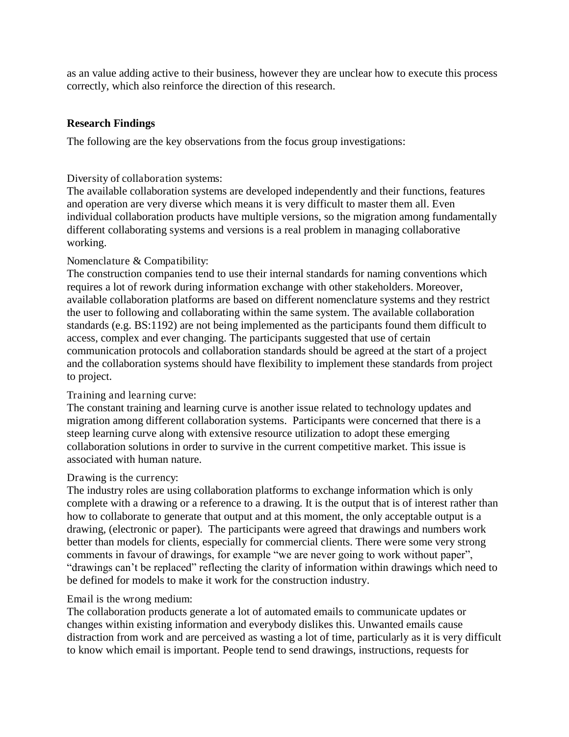as an value adding active to their business, however they are unclear how to execute this process correctly, which also reinforce the direction of this research.

## Research Findings

The following are the key observations from the focus group investigations:

Diversity of collaboration systems:
The available collaboration systems are developed independently and their functions, features and operation are very diverse which means it is very difficult to master them all. Even individual collaboration products have multiple versions, so the migration among fundamentally different collaborating systems and versions is a real problem in managing collaborative working.

Nomenclature & Compatibility:
The construction companies tend to use their internal standards for naming conventions which requires a lot of rework during information exchange with other stakeholders. Moreover, available collaboration platforms are based on different nomenclature systems and they restrict the user to following and collaborating within the same system. The available collaboration standards (e.g. BS:1192) are not being implemented as the participants found them difficult to access, complex and ever changing. The participants suggested that use of certain communication protocols and collaboration standards should be agreed at the start of a project and the collaboration systems should have flexibility to implement these standards from project to project.

Training and learning curve:
The constant training and learning curve is another issue related to technology updates and migration among different collaboration systems. Participants were concerned that there is a steep learning curve along with extensive resource utilization to adopt these emerging collaboration solutions in order to survive in the current competitive market. This issue is associated with human nature.

Drawing is the currency:
The industry roles are using collaboration platforms to exchange information which is only complete with a drawing or a reference to a drawing. It is the output that is of interest rather than how to collaborate to generate that output and at this moment, the only acceptable output is a drawing, (electronic or paper). The participants were agreed that drawings and numbers work better than models for clients, especially for commercial clients. There were some very strong comments in favour of drawings, for example "we are never going to work without paper", "drawings can't be replaced" reflecting the clarity of information within drawings which need to be defined for models to make it work for the construction industry.

Email is the wrong medium:
The collaboration products generate a lot of automated emails to communicate updates or changes within existing information and everybody dislikes this. Unwanted emails cause distraction from work and are perceived as wasting a lot of time, particularly as it is very difficult to know which email is important. People tend to send drawings, instructions, requests for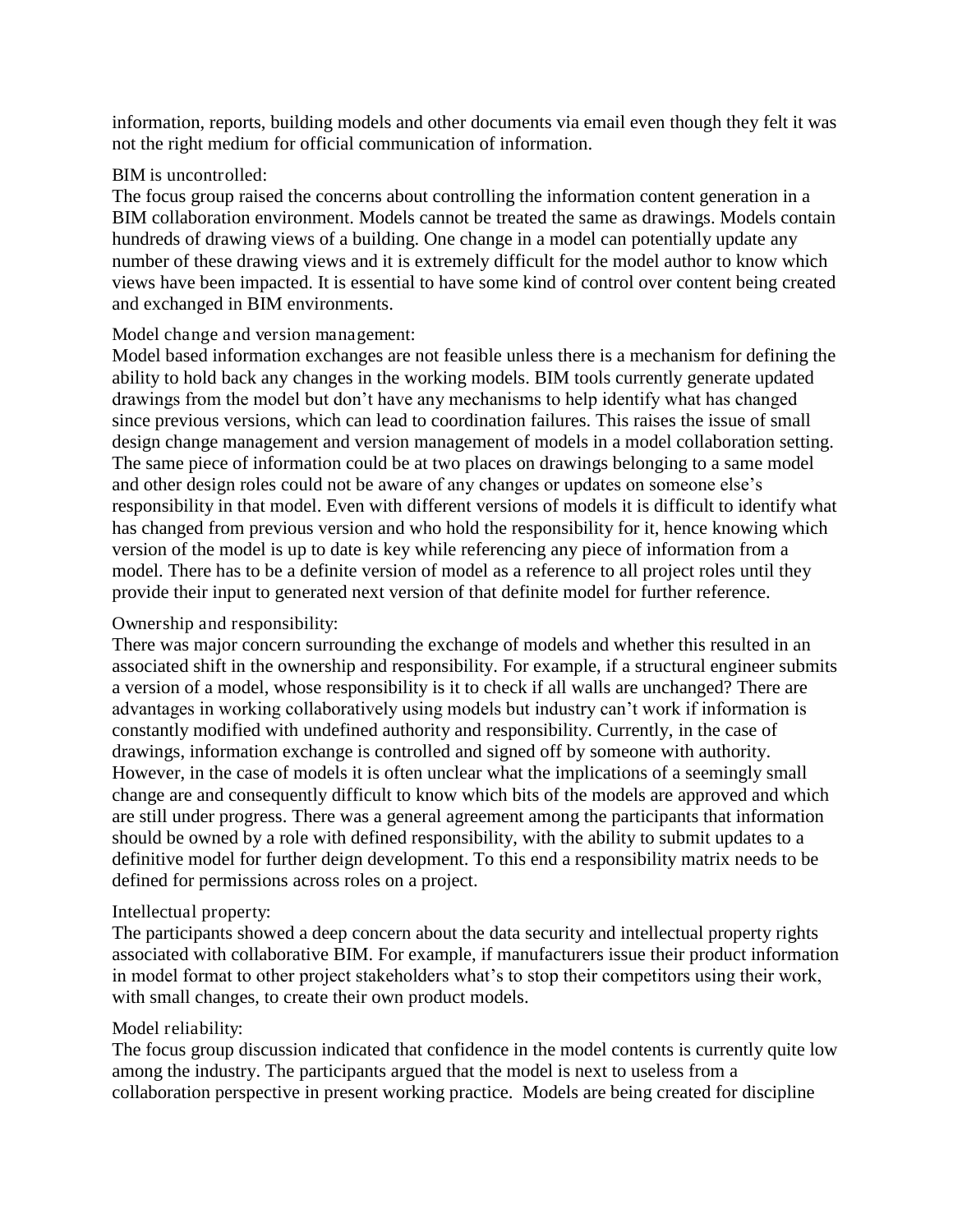information, reports, building models and other documents via email even though they felt it was not the right medium for official communication of information.

BIM is uncontrolled:

The focus group raised the concerns about controlling the information content generation in a BIM collaboration environment. Models cannot be treated the same as drawings. Models contain hundreds of drawing views of a building. One change in a model can potentially update any number of these drawing views and it is extremely difficult for the model author to know which views have been impacted. It is essential to have some kind of control over content being created and exchanged in BIM environments.

Model change and version management:

Model based information exchanges are not feasible unless there is a mechanism for defining the ability to hold back any changes in the working models. BIM tools currently generate updated drawings from the model but don't have any mechanisms to help identify what has changed since previous versions, which can lead to coordination failures. This raises the issue of small design change management and version management of models in a model collaboration setting. The same piece of information could be at two places on drawings belonging to a same model and other design roles could not be aware of any changes or updates on someone else's responsibility in that model. Even with different versions of models it is difficult to identify what has changed from previous version and who hold the responsibility for it, hence knowing which version of the model is up to date is key while referencing any piece of information from a model. There has to be a definite version of model as a reference to all project roles until they provide their input to generated next version of that definite model for further reference.

Ownership and responsibility:

There was major concern surrounding the exchange of models and whether this resulted in an associated shift in the ownership and responsibility. For example, if a structural engineer submits a version of a model, whose responsibility is it to check if all walls are unchanged? There are advantages in working collaboratively using models but industry can't work if information is constantly modified with undefined authority and responsibility. Currently, in the case of drawings, information exchange is controlled and signed off by someone with authority. However, in the case of models it is often unclear what the implications of a seemingly small change are and consequently difficult to know which bits of the models are approved and which are still under progress. There was a general agreement among the participants that information should be owned by a role with defined responsibility, with the ability to submit updates to a definitive model for further deign development. To this end a responsibility matrix needs to be defined for permissions across roles on a project.

Intellectual property:

The participants showed a deep concern about the data security and intellectual property rights associated with collaborative BIM. For example, if manufacturers issue their product information in model format to other project stakeholders what's to stop their competitors using their work, with small changes, to create their own product models.

Model reliability:

The focus group discussion indicated that confidence in the model contents is currently quite low among the industry. The participants argued that the model is next to useless from a collaboration perspective in present working practice. Models are being created for discipline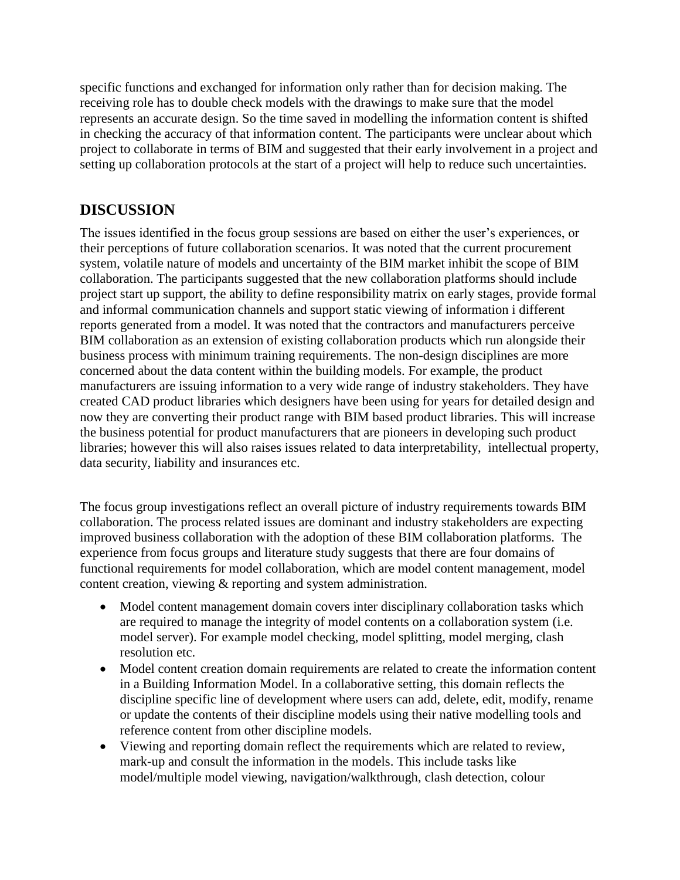specific functions and exchanged for information only rather than for decision making. The receiving role has to double check models with the drawings to make sure that the model represents an accurate design. So the time saved in modelling the information content is shifted in checking the accuracy of that information content. The participants were unclear about which project to collaborate in terms of BIM and suggested that their early involvement in a project and setting up collaboration protocols at the start of a project will help to reduce such uncertainties.

## DISCUSSION

The issues identified in the focus group sessions are based on either the user's experiences, or their perceptions of future collaboration scenarios. It was noted that the current procurement system, volatile nature of models and uncertainty of the BIM market inhibit the scope of BIM collaboration. The participants suggested that the new collaboration platforms should include project start up support, the ability to define responsibility matrix on early stages, provide formal and informal communication channels and support static viewing of information i different reports generated from a model. It was noted that the contractors and manufacturers perceive BIM collaboration as an extension of existing collaboration products which run alongside their business process with minimum training requirements. The non-design disciplines are more concerned about the data content within the building models. For example, the product manufacturers are issuing information to a very wide range of industry stakeholders. They have created CAD product libraries which designers have been using for years for detailed design and now they are converting their product range with BIM based product libraries. This will increase the business potential for product manufacturers that are pioneers in developing such product libraries; however this will also raises issues related to data interpretability, intellectual property, data security, liability and insurances etc.

The focus group investigations reflect an overall picture of industry requirements towards BIM collaboration. The process related issues are dominant and industry stakeholders are expecting improved business collaboration with the adoption of these BIM collaboration platforms. The experience from focus groups and literature study suggests that there are four domains of functional requirements for model collaboration, which are model content management, model content creation, viewing & reporting and system administration.

- Model content management domain covers inter disciplinary collaboration tasks which are required to manage the integrity of model contents on a collaboration system (i.e. model server). For example model checking, model splitting, model merging, clash resolution etc.
- Model content creation domain requirements are related to create the information content in a Building Information Model. In a collaborative setting, this domain reflects the discipline specific line of development where users can add, delete, edit, modify, rename or update the contents of their discipline models using their native modelling tools and reference content from other discipline models.
- Viewing and reporting domain reflect the requirements which are related to review, mark-up and consult the information in the models. This include tasks like model/multiple model viewing, navigation/walkthrough, clash detection, colour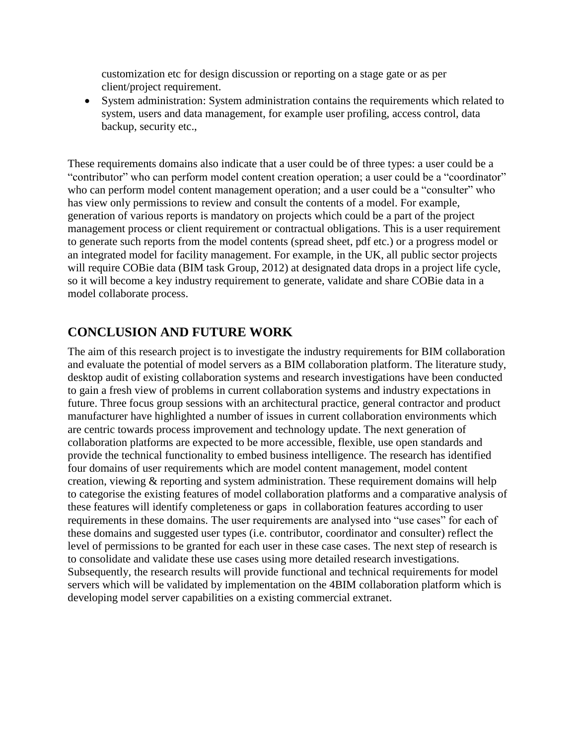customization etc for design discussion or reporting on a stage gate or as per client/project requirement.

- System administration: System administration contains the requirements which related to system, users and data management, for example user profiling, access control, data backup, security etc.,

These requirements domains also indicate that a user could be of three types: a user could be a “contributor” who can perform model content creation operation; a user could be a “coordinator” who can perform model content management operation; and a user could be a “consulter” who has view only permissions to review and consult the contents of a model. For example, generation of various reports is mandatory on projects which could be a part of the project management process or client requirement or contractual obligations. This is a user requirement to generate such reports from the model contents (spread sheet, pdf etc.) or a progress model or an integrated model for facility management. For example, in the UK, all public sector projects will require COBie data (BIM task Group, 2012) at designated data drops in a project life cycle, so it will become a key industry requirement to generate, validate and share COBie data in a model collaborate process.

## CONCLUSION AND FUTURE WORK

The aim of this research project is to investigate the industry requirements for BIM collaboration and evaluate the potential of model servers as a BIM collaboration platform. The literature study, desktop audit of existing collaboration systems and research investigations have been conducted to gain a fresh view of problems in current collaboration systems and industry expectations in future. Three focus group sessions with an architectural practice, general contractor and product manufacturer have highlighted a number of issues in current collaboration environments which are centric towards process improvement and technology update. The next generation of collaboration platforms are expected to be more accessible, flexible, use open standards and provide the technical functionality to embed business intelligence. The research has identified four domains of user requirements which are model content management, model content creation, viewing & reporting and system administration. These requirement domains will help to categorise the existing features of model collaboration platforms and a comparative analysis of these features will identify completeness or gaps in collaboration features according to user requirements in these domains. The user requirements are analysed into “use cases” for each of these domains and suggested user types (i.e. contributor, coordinator and consulter) reflect the level of permissions to be granted for each user in these case cases. The next step of research is to consolidate and validate these use cases using more detailed research investigations. Subsequently, the research results will provide functional and technical requirements for model servers which will be validated by implementation on the 4BIM collaboration platform which is developing model server capabilities on a existing commercial extranet.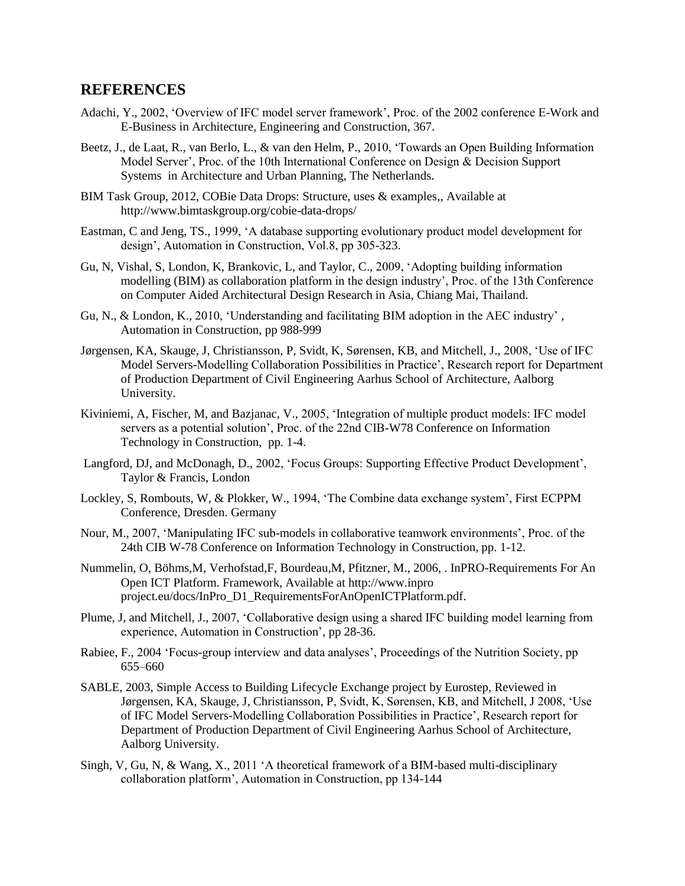## REFERENCES

Adachi, Y., 2002, 'Overview of IFC model server framework', Proc. of the 2002 conference E-Work and E-Business in Architecture, Engineering and Construction, 367.

Beetz, J., de Laat, R., van Berlo, L., & van den Helm, P., 2010, 'Towards an Open Building Information Model Server', Proc. of the 10th International Conference on Design & Decision Support Systems in Architecture and Urban Planning, The Netherlands.

BIM Task Group, 2012, COBie Data Drops: Structure, uses & examples,, Available at http://www.bimtaskgroup.org/cobie-data-drops/

Eastman, C and Jeng, TS., 1999, 'A database supporting evolutionary product model development for design', Automation in Construction, Vol.8, pp 305-323.

Gu, N, Vishal, S, London, K, Brankovic, L, and Taylor, C., 2009, 'Adopting building information modelling (BIM) as collaboration platform in the design industry', Proc. of the 13th Conference on Computer Aided Architectural Design Research in Asia, Chiang Mai, Thailand.

Gu, N., & London, K., 2010, 'Understanding and facilitating BIM adoption in the AEC industry' , Automation in Construction, pp 988-999

Jørgensen, KA, Skauge, J, Christiansson, P, Svidt, K, Sørensen, KB, and Mitchell, J., 2008, 'Use of IFC Model Servers-Modelling Collaboration Possibilities in Practice', Research report for Department of Production Department of Civil Engineering Aarhus School of Architecture, Aalborg University.

Kiviniemi, A, Fischer, M, and Bazjanac, V., 2005, 'Integration of multiple product models: IFC model servers as a potential solution', Proc. of the 22nd CIB-W78 Conference on Information Technology in Construction, pp. 1-4.

Langford, DJ, and McDonagh, D., 2002, 'Focus Groups: Supporting Effective Product Development', Taylor & Francis, London

Lockley, S, Rombouts, W, & Plokker, W., 1994, 'The Combine data exchange system', First ECPPM Conference, Dresden. Germany

Nour, M., 2007, 'Manipulating IFC sub-models in collaborative teamwork environments', Proc. of the 24th CIB W-78 Conference on Information Technology in Construction, pp. 1-12.

Nummelin, O, Böhms,M, Verhofstad,F, Bourdeau,M, Pfitzner, M., 2006, . InPRO-Requirements For An Open ICT Platform. Framework, Available at http://www.inpro project.eu/docs/InPro_D1_RequirementsForAnOpenICTPlatform.pdf.

Plume, J, and Mitchell, J., 2007, 'Collaborative design using a shared IFC building model learning from experience, Automation in Construction', pp 28-36.

Rabiee, F., 2004 'Focus-group interview and data analyses', Proceedings of the Nutrition Society, pp 655–660

SABLE, 2003, Simple Access to Building Lifecycle Exchange project by Eurostep, Reviewed in Jørgensen, KA, Skauge, J, Christiansson, P, Svidt, K, Sørensen, KB, and Mitchell, J 2008, 'Use of IFC Model Servers-Modelling Collaboration Possibilities in Practice', Research report for Department of Production Department of Civil Engineering Aarhus School of Architecture, Aalborg University.

Singh, V, Gu, N, & Wang, X., 2011 'A theoretical framework of a BIM-based multi-disciplinary collaboration platform', Automation in Construction, pp 134-144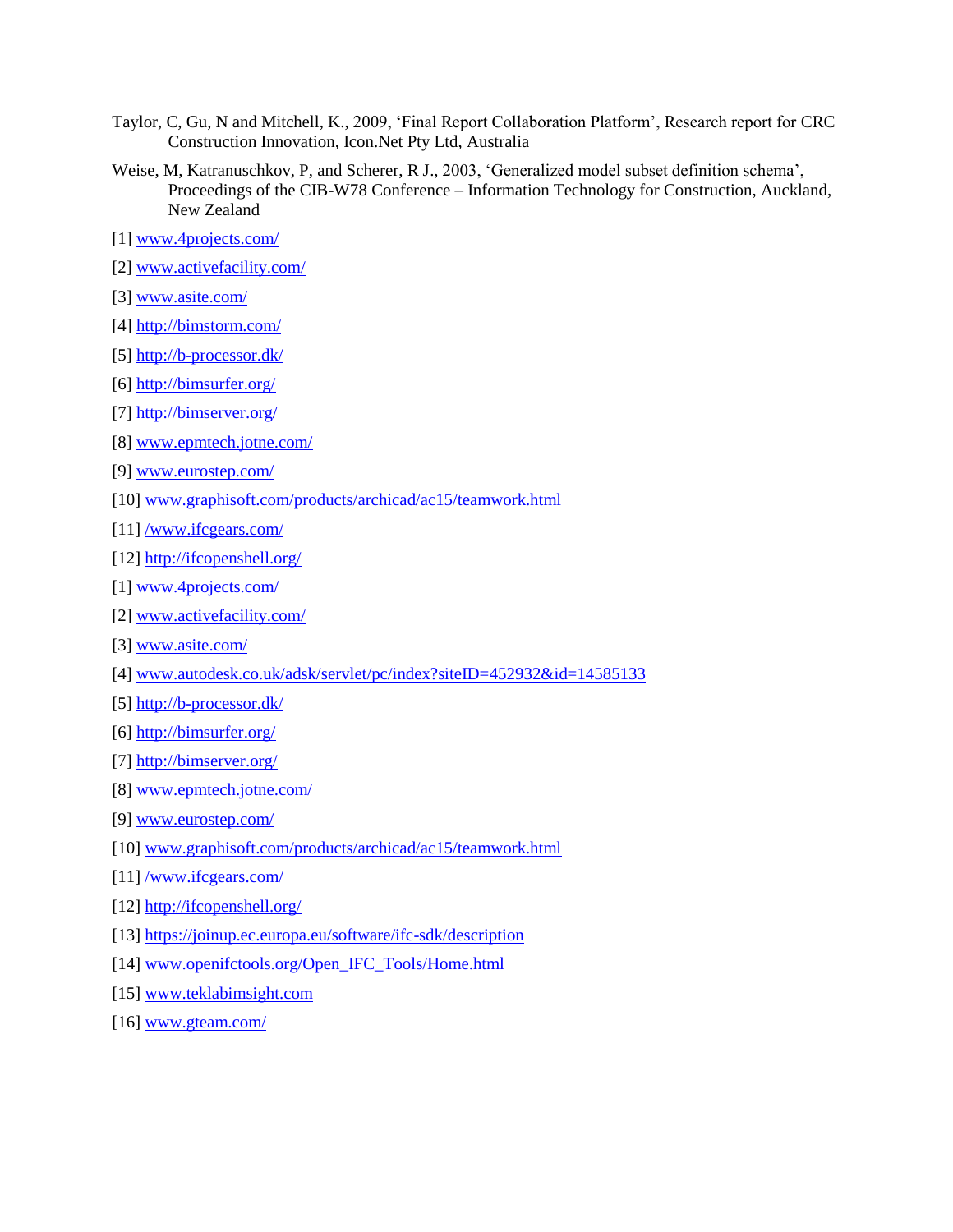Taylor, C, Gu, N and Mitchell, K., 2009, 'Final Report Collaboration Platform', Research report for CRC Construction Innovation, Icon.Net Pty Ltd, Australia

Weise, M, Katranuschkov, P, and Scherer, R J., 2003, 'Generalized model subset definition schema', Proceedings of the CIB-W78 Conference – Information Technology for Construction, Auckland, New Zealand

[1] www.4projects.com/

[2] www.activefacility.com/

[3] www.asite.com/

[4] http://bimstorm.com/

[5] http://b-processor.dk/

[6] http://bimsurfer.org/

[7] http://bimserver.org/

[8] www.epmtech.jotne.com/

[9] www.eurostep.com/

[10] www.graphisoft.com/products/archicad/ac15/teamwork.html

[11] /www.ifcgears.com/

[12] http://ifcopenshell.org/

[1] www.4projects.com/

[2] www.activefacility.com/

[3] www.asite.com/

[4] www.autodesk.co.uk/adsk/servlet/pc/index?siteID=452932&id=14585133

[5] http://b-processor.dk/

[6] http://bimsurfer.org/

[7] http://bimserver.org/

[8] www.epmtech.jotne.com/

[9] www.eurostep.com/

[10] www.graphisoft.com/products/archicad/ac15/teamwork.html

[11] /www.ifcgears.com/

[12] http://ifcopenshell.org/

[13] https://joinup.ec.europa.eu/software/ifc-sdk/description

[14] www.openifctools.org/Open_IFC_Tools/Home.html

[15] www.teklabimsight.com

[16] www.gteam.com/